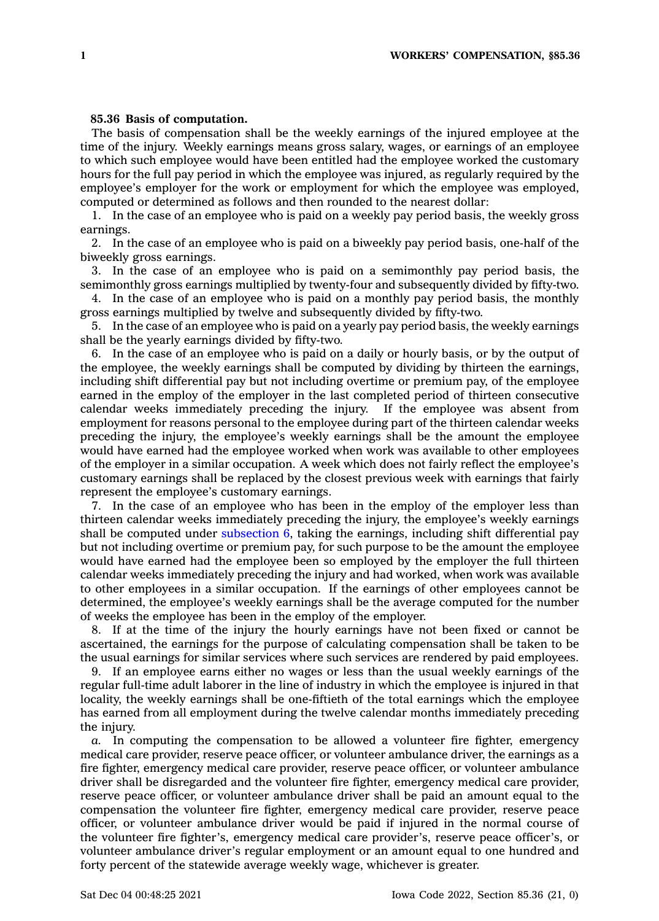**85.36 Basis of computation.**

The basis of compensation shall be the weekly earnings of the injured employee at the time of the injury. Weekly earnings means gross salary, wages, or earnings of an employee to which such employee would have been entitled had the employee worked the customary hours for the full pay period in which the employee was injured, as regularly required by the employee's employer for the work or employment for which the employee was employed, computed or determined as follows and then rounded to the nearest dollar:

1. In the case of an employee who is paid on a weekly pay period basis, the weekly gross earnings.

2. In the case of an employee who is paid on a biweekly pay period basis, one-half of the biweekly gross earnings.

3. In the case of an employee who is paid on a semimonthly pay period basis, the semimonthly gross earnings multiplied by twenty-four and subsequently divided by fifty-two.

4. In the case of an employee who is paid on a monthly pay period basis, the monthly gross earnings multiplied by twelve and subsequently divided by fifty-two.

5. In the case of an employee who is paid on a yearly pay period basis, the weekly earnings shall be the yearly earnings divided by fifty-two.

6. In the case of an employee who is paid on a daily or hourly basis, or by the output of the employee, the weekly earnings shall be computed by dividing by thirteen the earnings, including shift differential pay but not including overtime or premium pay, of the employee earned in the employ of the employer in the last completed period of thirteen consecutive calendar weeks immediately preceding the injury. If the employee was absent from employment for reasons personal to the employee during part of the thirteen calendar weeks preceding the injury, the employee's weekly earnings shall be the amount the employee would have earned had the employee worked when work was available to other employees of the employer in a similar occupation. A week which does not fairly reflect the employee's customary earnings shall be replaced by the closest previous week with earnings that fairly represent the employee's customary earnings.

7. In the case of an employee who has been in the employ of the employer less than thirteen calendar weeks immediately preceding the injury, the employee's weekly earnings shall be computed under subsection 6, taking the earnings, including shift differential pay but not including overtime or premium pay, for such purpose to be the amount the employee would have earned had the employee been so employed by the employer the full thirteen calendar weeks immediately preceding the injury and had worked, when work was available to other employees in a similar occupation. If the earnings of other employees cannot be determined, the employee's weekly earnings shall be the average computed for the number of weeks the employee has been in the employ of the employer.

8. If at the time of the injury the hourly earnings have not been fixed or cannot be ascertained, the earnings for the purpose of calculating compensation shall be taken to be the usual earnings for similar services where such services are rendered by paid employees.

9. If an employee earns either no wages or less than the usual weekly earnings of the regular full-time adult laborer in the line of industry in which the employee is injured in that locality, the weekly earnings shall be one-fiftieth of the total earnings which the employee has earned from all employment during the twelve calendar months immediately preceding the injury.

*a.* In computing the compensation to be allowed a volunteer fire fighter, emergency medical care provider, reserve peace officer, or volunteer ambulance driver, the earnings as a fire fighter, emergency medical care provider, reserve peace officer, or volunteer ambulance driver shall be disregarded and the volunteer fire fighter, emergency medical care provider, reserve peace officer, or volunteer ambulance driver shall be paid an amount equal to the compensation the volunteer fire fighter, emergency medical care provider, reserve peace officer, or volunteer ambulance driver would be paid if injured in the normal course of the volunteer fire fighter's, emergency medical care provider's, reserve peace officer's, or volunteer ambulance driver's regular employment or an amount equal to one hundred and forty percent of the statewide average weekly wage, whichever is greater.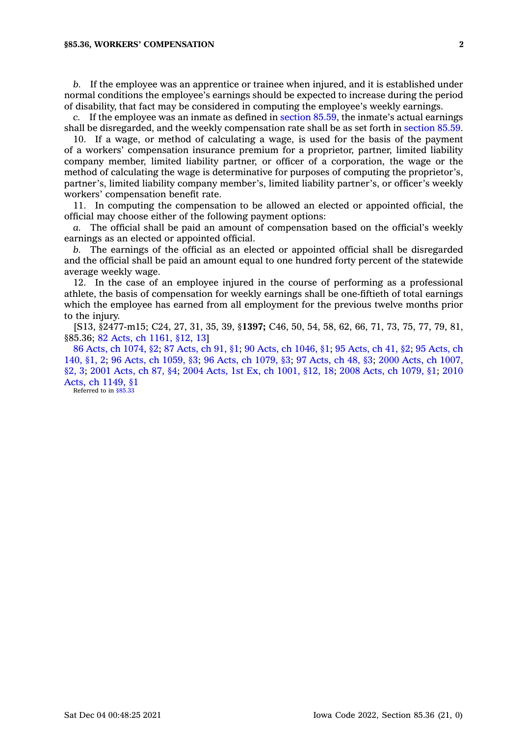*b.* If the employee was an apprentice or trainee when injured, and it is established under normal conditions the employee's earnings should be expected to increase during the period of disability, that fact may be considered in computing the employee's weekly earnings.

*c.* If the employee was an inmate as defined in section 85.59, the inmate's actual earnings shall be disregarded, and the weekly compensation rate shall be as set forth in section 85.59.

10. If a wage, or method of calculating a wage, is used for the basis of the payment of a workers' compensation insurance premium for a proprietor, partner, limited liability company member, limited liability partner, or officer of a corporation, the wage or the method of calculating the wage is determinative for purposes of computing the proprietor's, partner's, limited liability company member's, limited liability partner's, or officer's weekly workers' compensation benefit rate.

11. In computing the compensation to be allowed an elected or appointed official, the official may choose either of the following payment options:

*a.* The official shall be paid an amount of compensation based on the official's weekly earnings as an elected or appointed official.

*b.* The earnings of the official as an elected or appointed official shall be disregarded and the official shall be paid an amount equal to one hundred forty percent of the statewide average weekly wage.

12. In the case of an employee injured in the course of performing as a professional athlete, the basis of compensation for weekly earnings shall be one-fiftieth of total earnings which the employee has earned from all employment for the previous twelve months prior to the injury.

[S13, §2477-m15; C24, 27, 31, 35, 39, §**1397;** C46, 50, 54, 58, 62, 66, 71, 73, 75, 77, 79, 81, §85.36; 82 Acts, ch 1161, §12, 13]

86 Acts, ch 1074, §2; 87 Acts, ch 91, §1; 90 Acts, ch 1046, §1; 95 Acts, ch 41, §2; 95 Acts, ch 140, §1, 2; 96 Acts, ch 1059, §3; 96 Acts, ch 1079, §3; 97 Acts, ch 48, §3; 2000 Acts, ch 1007, §2, 3; 2001 Acts, ch 87, §4; 2004 Acts, 1st Ex, ch 1001, §12, 18; 2008 Acts, ch 1079, §1; 2010 Acts, ch 1149, §1

Referred to in §85.33